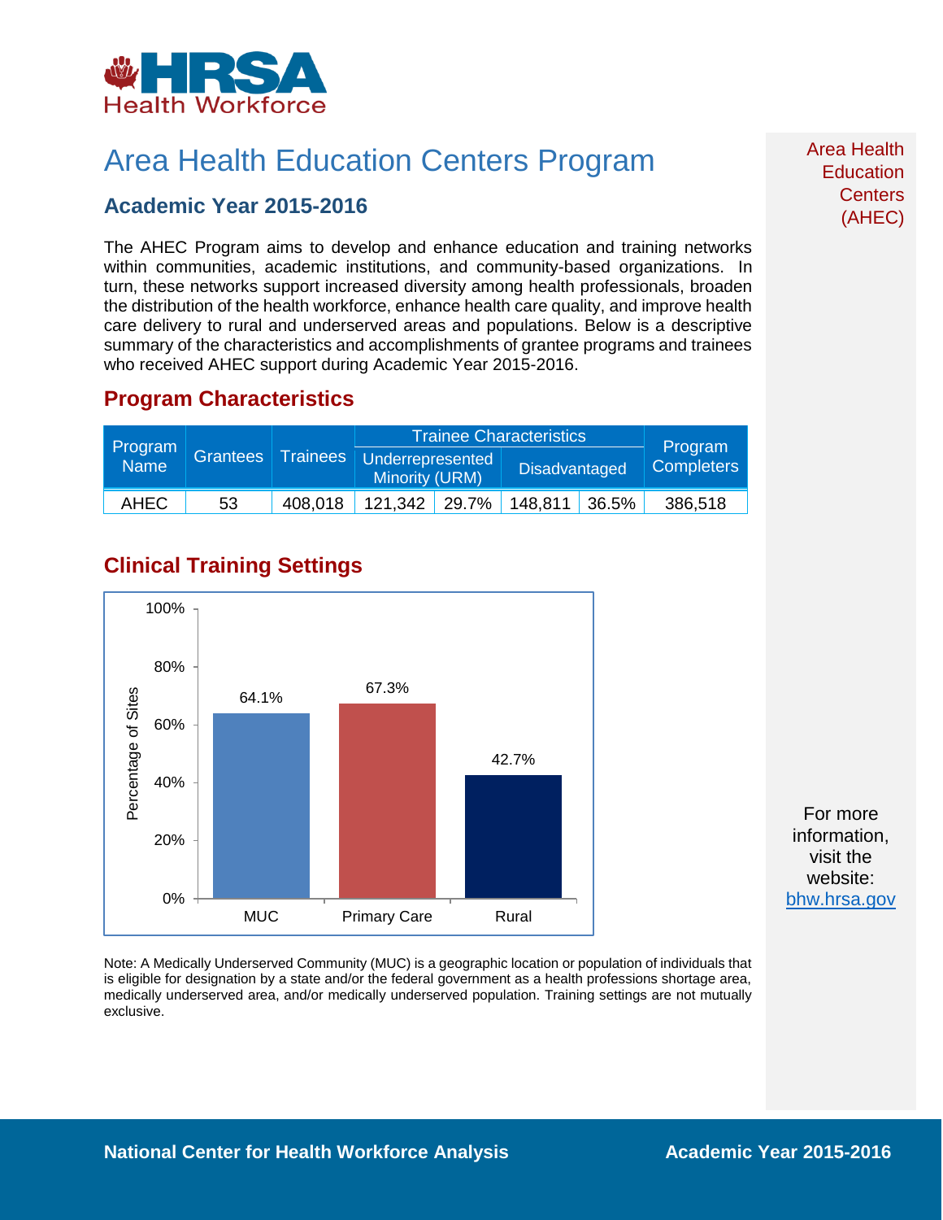# Area Health Education Centers Program

## Academic Year 2015-2016

The AHEC Program aims to develop and enhance education and training networks within communities, academic institutions, and community-based organizations. In turn, these networks support increased diversity among health professionals, broaden the distribution of the health workforce, enhance health care quality, and improve health care delivery to rural and underserved areas and populations. Below is a descriptive summary of the characteristics and accomplishments of grantee programs and trainees who received AHEC support during Academic Year 2015-2016.

## Program Characteristics

| Program Name | Grantees | Trainees | Trainee Characteristics | | | | Program Completers |
|---|---|---|---|---|---|---|---|
| | | | Underrepresented Minority (URM) | | Disadvantaged | | |
| AHEC | 53 | 408,018 | 121,342 | 29.7% | 148,811 | 36.5% | 386,518 |

## Clinical Training Settings

| Setting | Percentage of Sites |
|---|---|
| MUC | 64.1% |
| Primary Care | 67.3% |
| Rural | 42.7% |

Note: A Medically Underserved Community (MUC) is a geographic location or population of individuals that is eligible for designation by a state and/or the federal government as a health professions shortage area, medically underserved area, and/or medically underserved population. Training settings are not mutually exclusive.

Area Health Education Centers (AHEC)

For more information, visit the website: bhw.hrsa.gov

National Center for Health Workforce Analysis

Academic Year 2015-2016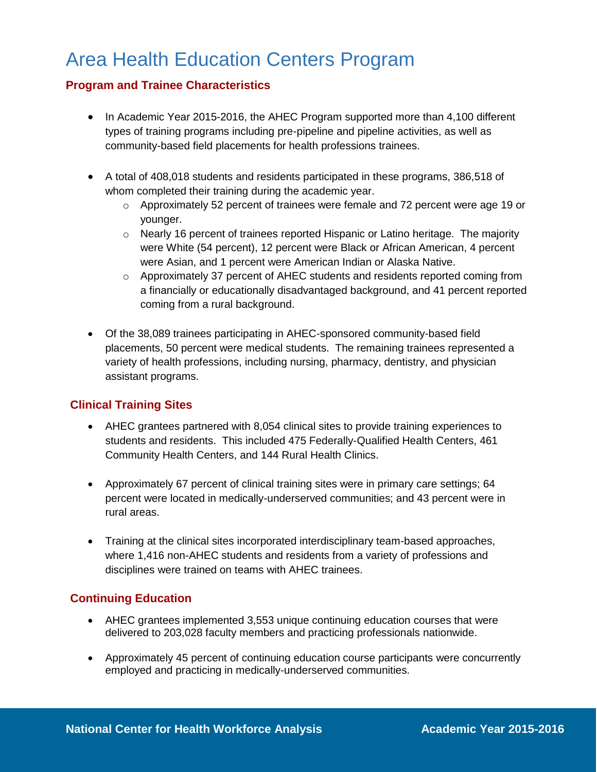# Area Health Education Centers Program

## Program and Trainee Characteristics

- In Academic Year 2015-2016, the AHEC Program supported more than 4,100 different types of training programs including pre-pipeline and pipeline activities, as well as community-based field placements for health professions trainees.
- A total of 408,018 students and residents participated in these programs, 386,518 of whom completed their training during the academic year.
  - Approximately 52 percent of trainees were female and 72 percent were age 19 or younger.
  - Nearly 16 percent of trainees reported Hispanic or Latino heritage. The majority were White (54 percent), 12 percent were Black or African American, 4 percent were Asian, and 1 percent were American Indian or Alaska Native.
  - Approximately 37 percent of AHEC students and residents reported coming from a financially or educationally disadvantaged background, and 41 percent reported coming from a rural background.
- Of the 38,089 trainees participating in AHEC-sponsored community-based field placements, 50 percent were medical students. The remaining trainees represented a variety of health professions, including nursing, pharmacy, dentistry, and physician assistant programs.

## Clinical Training Sites

- AHEC grantees partnered with 8,054 clinical sites to provide training experiences to students and residents. This included 475 Federally-Qualified Health Centers, 461 Community Health Centers, and 144 Rural Health Clinics.
- Approximately 67 percent of clinical training sites were in primary care settings; 64 percent were located in medically-underserved communities; and 43 percent were in rural areas.
- Training at the clinical sites incorporated interdisciplinary team-based approaches, where 1,416 non-AHEC students and residents from a variety of professions and disciplines were trained on teams with AHEC trainees.

## Continuing Education

- AHEC grantees implemented 3,553 unique continuing education courses that were delivered to 203,028 faculty members and practicing professionals nationwide.
- Approximately 45 percent of continuing education course participants were concurrently employed and practicing in medically-underserved communities.